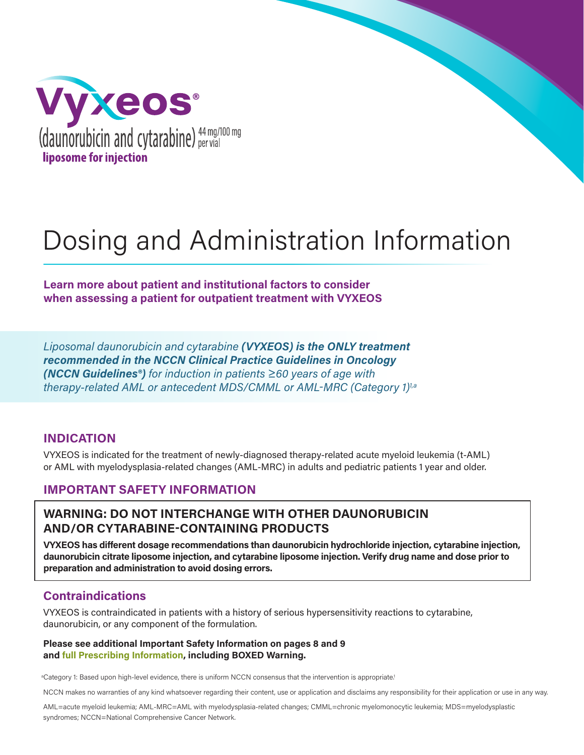# Vyxeos®

(daunorubicin and cytarabine) 44 mg/100 mg per vial
**liposome for injection**

# Dosing and Administration Information

**Learn more about patient and institutional factors to consider when assessing a patient for outpatient treatment with VYXEOS**

*Liposomal daunorubicin and cytarabine **(VYXEOS) is the ONLY treatment recommended in the NCCN Clinical Practice Guidelines in Oncology (NCCN Guidelines®)** for induction in patients ≥60 years of age with therapy-related AML or antecedent MDS/CMML or AML-MRC (Category 1)*[1,a]

## INDICATION

VYXEOS is indicated for the treatment of newly-diagnosed therapy-related acute myeloid leukemia (t-AML) or AML with myelodysplasia-related changes (AML-MRC) in adults and pediatric patients 1 year and older.

## IMPORTANT SAFETY INFORMATION

### WARNING: DO NOT INTERCHANGE WITH OTHER DAUNORUBICIN AND/OR CYTARABINE-CONTAINING PRODUCTS

**VYXEOS has different dosage recommendations than daunorubicin hydrochloride injection, cytarabine injection, daunorubicin citrate liposome injection, and cytarabine liposome injection. Verify drug name and dose prior to preparation and administration to avoid dosing errors.**

### Contraindications

VYXEOS is contraindicated in patients with a history of serious hypersensitivity reactions to cytarabine, daunorubicin, or any component of the formulation.

**Please see additional Important Safety Information on pages 8 and 9 and full Prescribing Information, including BOXED Warning.**

[a]Category 1: Based upon high-level evidence, there is uniform NCCN consensus that the intervention is appropriate.[1]

NCCN makes no warranties of any kind whatsoever regarding their content, use or application and disclaims any responsibility for their application or use in any way.

AML=acute myeloid leukemia; AML-MRC=AML with myelodysplasia-related changes; CMML=chronic myelomonocytic leukemia; MDS=myelodysplastic syndromes; NCCN=National Comprehensive Cancer Network.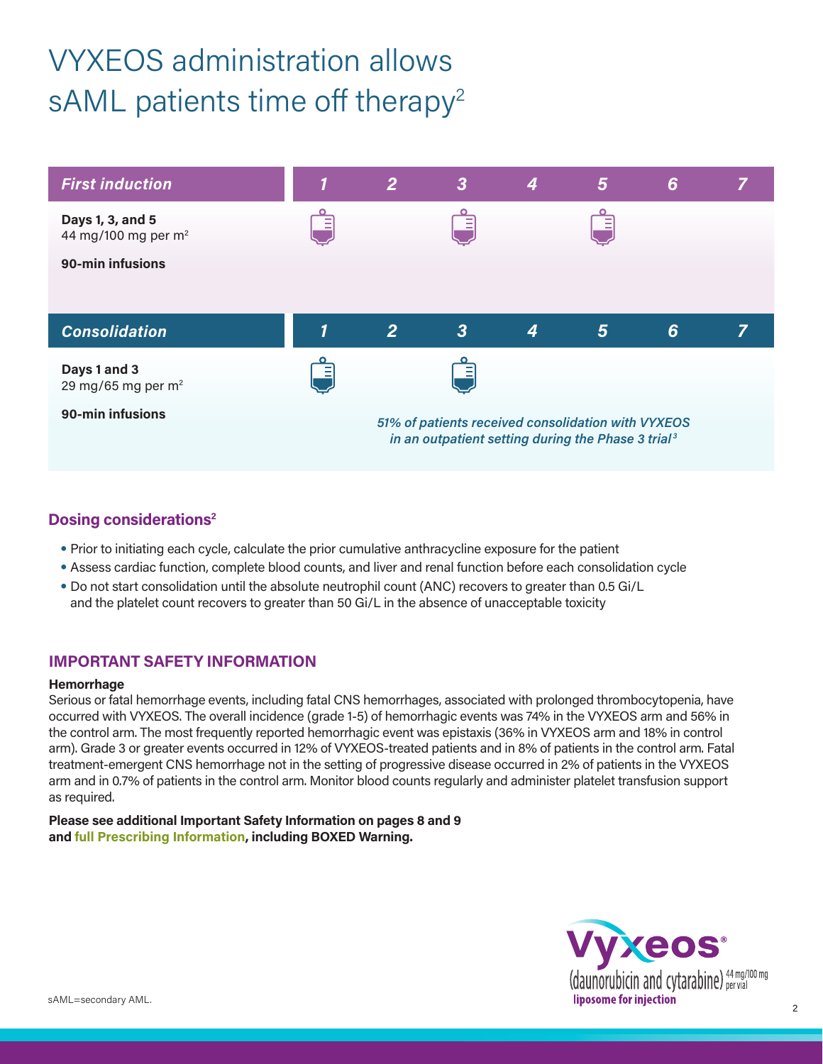# VYXEOS administration allows sAML patients time off therapy[2]

| *First induction* | *1* | *2* | *3* | *4* | *5* | *6* | *7* |
| --- | --- | --- | --- | --- | --- | --- | --- |
| **Days 1, 3, and 5** 44 mg/100 mg per $m^2$ **90-min infusions** | Infusion | | Infusion | | Infusion | | |

| *Consolidation* | *1* | *2* | *3* | *4* | *5* | *6* | *7* |
| --- | --- | --- | --- | --- | --- | --- | --- |
| **Days 1 and 3** 29 mg/65 mg per $m^2$ **90-min infusions** | Infusion | | Infusion | | | | |

*51% of patients received consolidation with VYXEOS in an outpatient setting during the Phase 3 trial[3]*

## Dosing considerations[2]

- Prior to initiating each cycle, calculate the prior cumulative anthracycline exposure for the patient
- Assess cardiac function, complete blood counts, and liver and renal function before each consolidation cycle
- Do not start consolidation until the absolute neutrophil count (ANC) recovers to greater than 0.5 Gi/L and the platelet count recovers to greater than 50 Gi/L in the absence of unacceptable toxicity

## IMPORTANT SAFETY INFORMATION

**Hemorrhage**

Serious or fatal hemorrhage events, including fatal CNS hemorrhages, associated with prolonged thrombocytopenia, have occurred with VYXEOS. The overall incidence (grade 1-5) of hemorrhagic events was 74% in the VYXEOS arm and 56% in the control arm. The most frequently reported hemorrhagic event was epistaxis (36% in VYXEOS arm and 18% in control arm). Grade 3 or greater events occurred in 12% of VYXEOS-treated patients and in 8% of patients in the control arm. Fatal treatment-emergent CNS hemorrhage not in the setting of progressive disease occurred in 2% of patients in the VYXEOS arm and in 0.7% of patients in the control arm. Monitor blood counts regularly and administer platelet transfusion support as required.

**Please see additional Important Safety Information on pages 8 and 9 and full Prescribing Information, including BOXED Warning.**

Vyxeos® (daunorubicin and cytarabine) 44 mg/100 mg per vial liposome for injection

sAML=secondary AML.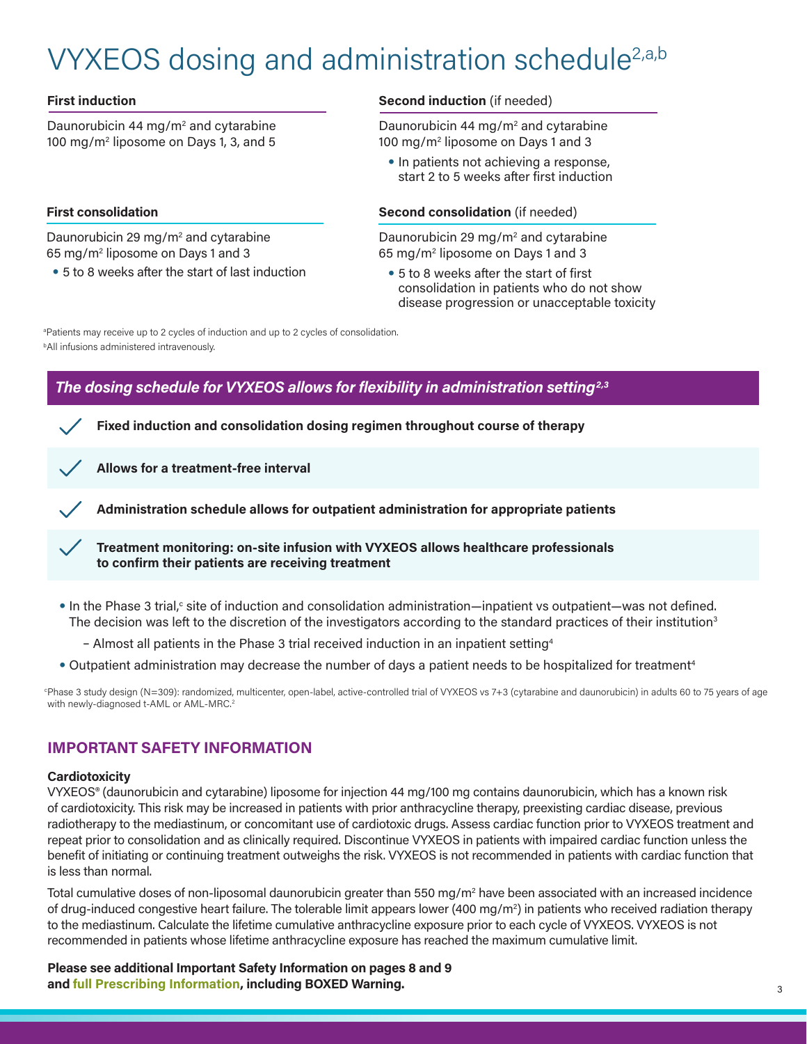# VYXEOS dosing and administration schedule[2,a,b]

**First induction**

Daunorubicin 44 mg/m$^2$ and cytarabine 100 mg/m$^2$ liposome on Days 1, 3, and 5

**Second induction** (if needed)

Daunorubicin 44 mg/m$^2$ and cytarabine 100 mg/m$^2$ liposome on Days 1 and 3

- In patients not achieving a response, start 2 to 5 weeks after first induction

**First consolidation**

Daunorubicin 29 mg/m$^2$ and cytarabine 65 mg/m$^2$ liposome on Days 1 and 3

- 5 to 8 weeks after the start of last induction

**Second consolidation** (if needed)

Daunorubicin 29 mg/m$^2$ and cytarabine 65 mg/m$^2$ liposome on Days 1 and 3

- 5 to 8 weeks after the start of first consolidation in patients who do not show disease progression or unacceptable toxicity

[a]Patients may receive up to 2 cycles of induction and up to 2 cycles of consolidation.
[b]All infusions administered intravenously.

## *The dosing schedule for VYXEOS allows for flexibility in administration setting[2,3]*

- ✓ **Fixed induction and consolidation dosing regimen throughout course of therapy**
- ✓ **Allows for a treatment-free interval**
- ✓ **Administration schedule allows for outpatient administration for appropriate patients**
- ✓ **Treatment monitoring: on-site infusion with VYXEOS allows healthcare professionals to confirm their patients are receiving treatment**

- In the Phase 3 trial,[c] site of induction and consolidation administration—inpatient vs outpatient—was not defined. The decision was left to the discretion of the investigators according to the standard practices of their institution[3]
  - Almost all patients in the Phase 3 trial received induction in an inpatient setting[4]
- Outpatient administration may decrease the number of days a patient needs to be hospitalized for treatment[4]

[c]Phase 3 study design (N=309): randomized, multicenter, open-label, active-controlled trial of VYXEOS vs 7+3 (cytarabine and daunorubicin) in adults 60 to 75 years of age with newly-diagnosed t-AML or AML-MRC.[2]

## IMPORTANT SAFETY INFORMATION

**Cardiotoxicity**

VYXEOS® (daunorubicin and cytarabine) liposome for injection 44 mg/100 mg contains daunorubicin, which has a known risk of cardiotoxicity. This risk may be increased in patients with prior anthracycline therapy, preexisting cardiac disease, previous radiotherapy to the mediastinum, or concomitant use of cardiotoxic drugs. Assess cardiac function prior to VYXEOS treatment and repeat prior to consolidation and as clinically required. Discontinue VYXEOS in patients with impaired cardiac function unless the benefit of initiating or continuing treatment outweighs the risk. VYXEOS is not recommended in patients with cardiac function that is less than normal.

Total cumulative doses of non-liposomal daunorubicin greater than 550 mg/m$^2$ have been associated with an increased incidence of drug-induced congestive heart failure. The tolerable limit appears lower (400 mg/m$^2$) in patients who received radiation therapy to the mediastinum. Calculate the lifetime cumulative anthracycline exposure prior to each cycle of VYXEOS. VYXEOS is not recommended in patients whose lifetime anthracycline exposure has reached the maximum cumulative limit.

**Please see additional Important Safety Information on pages 8 and 9 and full Prescribing Information, including BOXED Warning.**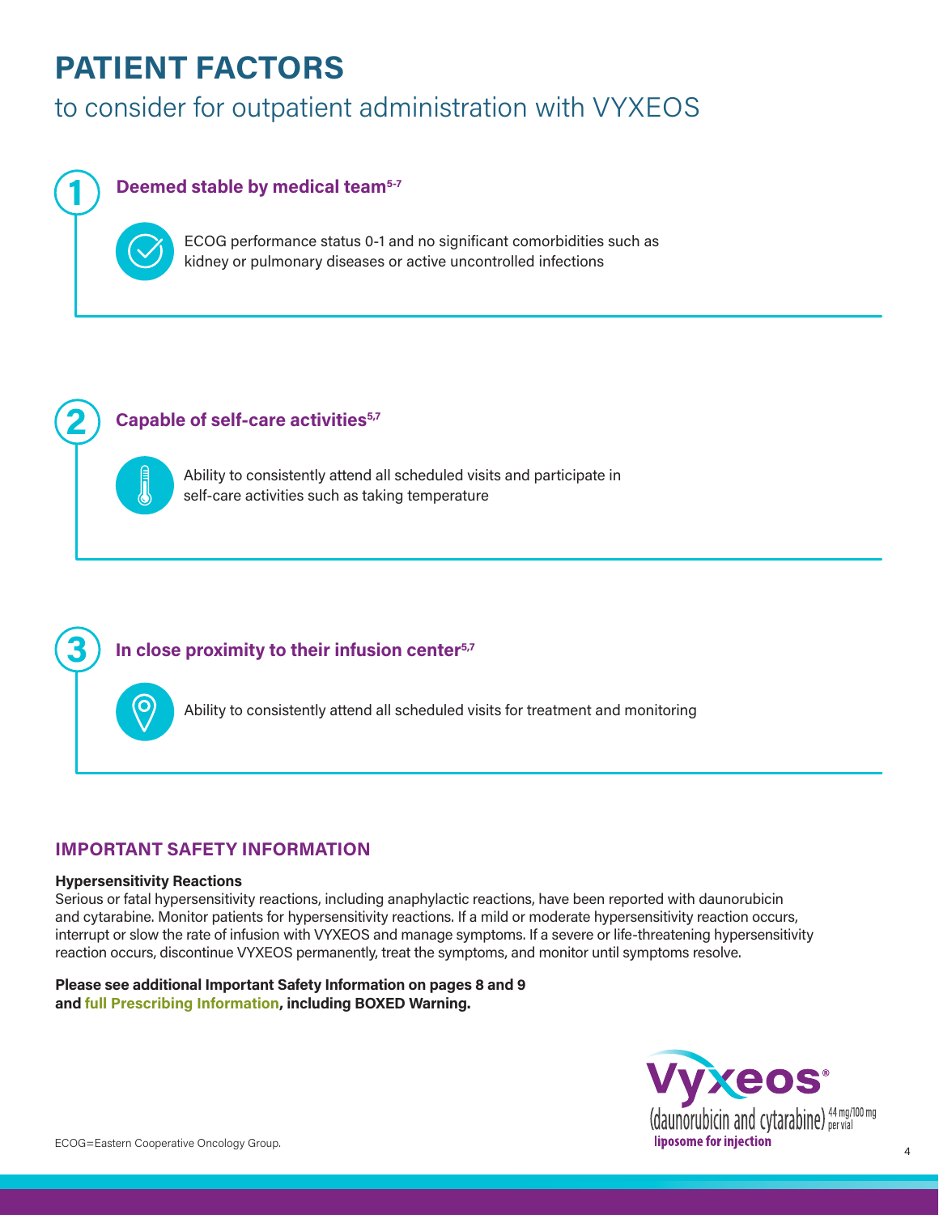# PATIENT FACTORS

## to consider for outpatient administration with VYXEOS

### 1 Deemed stable by medical team[5-7]

ECOG performance status 0-1 and no significant comorbidities such as kidney or pulmonary diseases or active uncontrolled infections

### 2 Capable of self-care activities[5,7]

Ability to consistently attend all scheduled visits and participate in self-care activities such as taking temperature

### 3 In close proximity to their infusion center[5,7]

Ability to consistently attend all scheduled visits for treatment and monitoring

## IMPORTANT SAFETY INFORMATION

**Hypersensitivity Reactions**

Serious or fatal hypersensitivity reactions, including anaphylactic reactions, have been reported with daunorubicin and cytarabine. Monitor patients for hypersensitivity reactions. If a mild or moderate hypersensitivity reaction occurs, interrupt or slow the rate of infusion with VYXEOS and manage symptoms. If a severe or life-threatening hypersensitivity reaction occurs, discontinue VYXEOS permanently, treat the symptoms, and monitor until symptoms resolve.

**Please see additional Important Safety Information on pages 8 and 9 and full Prescribing Information, including BOXED Warning.**

Vyxeos® (daunorubicin and cytarabine) 44 mg/100 mg per vial liposome for injection

ECOG=Eastern Cooperative Oncology Group.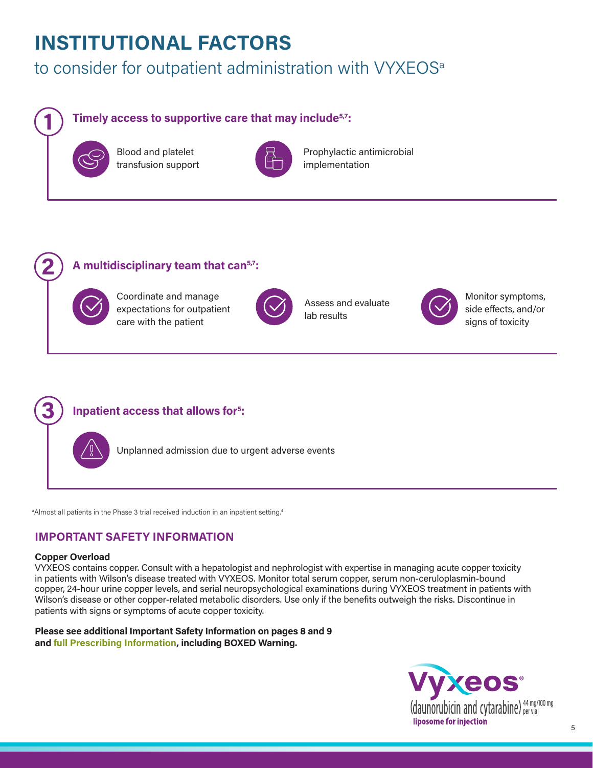# INSTITUTIONAL FACTORS

## to consider for outpatient administration with VYXEOS[a]

### 1 Timely access to supportive care that may include[5,7]:

- Blood and platelet transfusion support
- Prophylactic antimicrobial implementation

### 2 A multidisciplinary team that can[5,7]:

- Coordinate and manage expectations for outpatient care with the patient
- Assess and evaluate lab results
- Monitor symptoms, side effects, and/or signs of toxicity

### 3 Inpatient access that allows for[5]:

- Unplanned admission due to urgent adverse events

[a]Almost all patients in the Phase 3 trial received induction in an inpatient setting.[4]

## IMPORTANT SAFETY INFORMATION

**Copper Overload**

VYXEOS contains copper. Consult with a hepatologist and nephrologist with expertise in managing acute copper toxicity in patients with Wilson's disease treated with VYXEOS. Monitor total serum copper, serum non-ceruloplasmin-bound copper, 24-hour urine copper levels, and serial neuropsychological examinations during VYXEOS treatment in patients with Wilson's disease or other copper-related metabolic disorders. Use only if the benefits outweigh the risks. Discontinue in patients with signs or symptoms of acute copper toxicity.

**Please see additional Important Safety Information on pages 8 and 9 and full Prescribing Information, including BOXED Warning.**

Vyxeos® (daunorubicin and cytarabine) 44 mg/100 mg per vial liposome for injection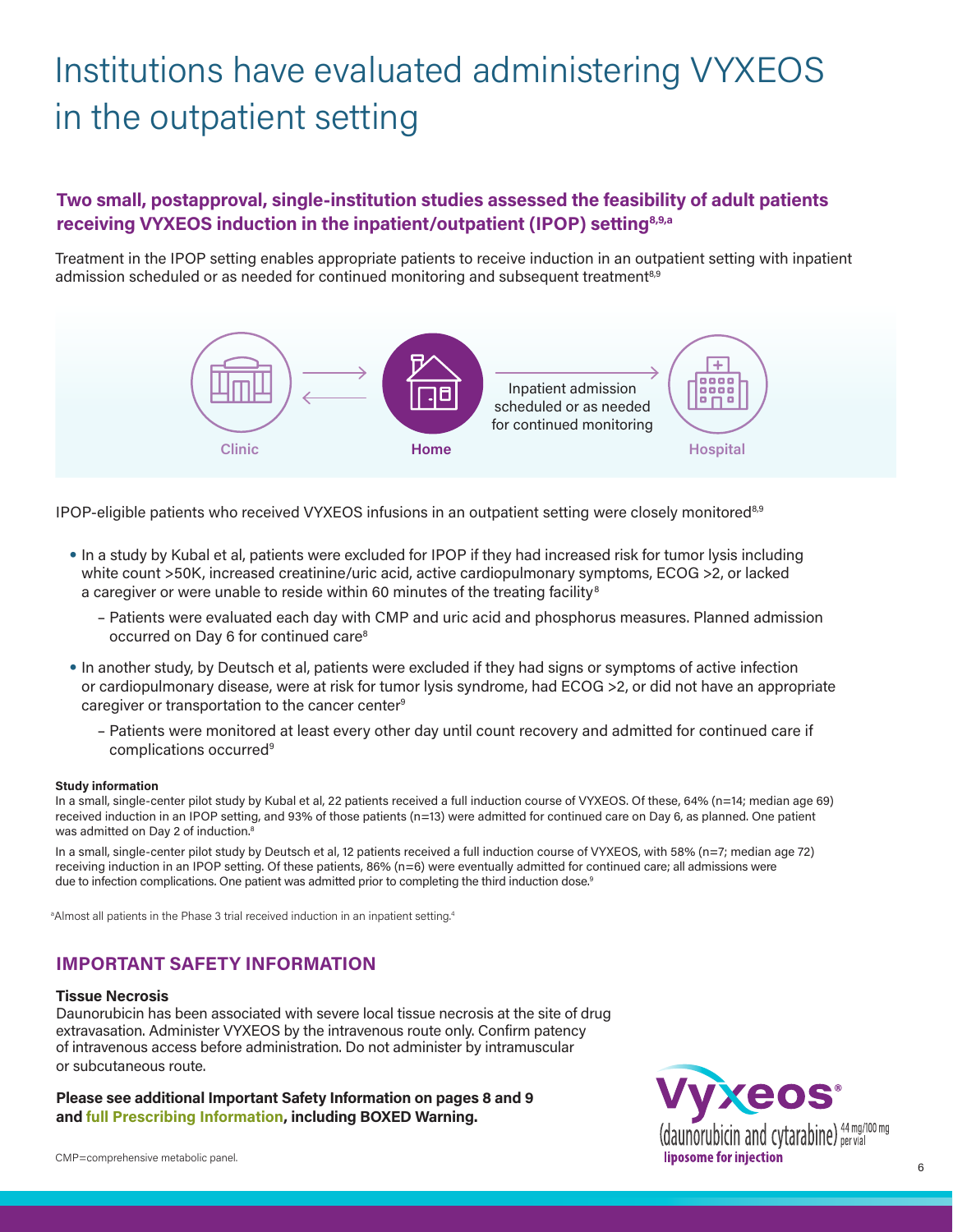# Institutions have evaluated administering VYXEOS in the outpatient setting

## Two small, postapproval, single-institution studies assessed the feasibility of adult patients receiving VYXEOS induction in the inpatient/outpatient (IPOP) setting[8,9,a]

Treatment in the IPOP setting enables appropriate patients to receive induction in an outpatient setting with inpatient admission scheduled or as needed for continued monitoring and subsequent treatment[8,9]

Clinic ⇄ Home → Inpatient admission scheduled or as needed for continued monitoring → Hospital

IPOP-eligible patients who received VYXEOS infusions in an outpatient setting were closely monitored[8,9]

- In a study by Kubal et al, patients were excluded for IPOP if they had increased risk for tumor lysis including white count >50K, increased creatinine/uric acid, active cardiopulmonary symptoms, ECOG >2, or lacked a caregiver or were unable to reside within 60 minutes of the treating facility[8]
  - Patients were evaluated each day with CMP and uric acid and phosphorus measures. Planned admission occurred on Day 6 for continued care[8]
- In another study, by Deutsch et al, patients were excluded if they had signs or symptoms of active infection or cardiopulmonary disease, were at risk for tumor lysis syndrome, had ECOG >2, or did not have an appropriate caregiver or transportation to the cancer center[9]
  - Patients were monitored at least every other day until count recovery and admitted for continued care if complications occurred[9]

**Study information**

In a small, single-center pilot study by Kubal et al, 22 patients received a full induction course of VYXEOS. Of these, 64% (n=14; median age 69) received induction in an IPOP setting, and 93% of those patients (n=13) were admitted for continued care on Day 6, as planned. One patient was admitted on Day 2 of induction.[8]

In a small, single-center pilot study by Deutsch et al, 12 patients received a full induction course of VYXEOS, with 58% (n=7; median age 72) receiving induction in an IPOP setting. Of these patients, 86% (n=6) were eventually admitted for continued care; all admissions were due to infection complications. One patient was admitted prior to completing the third induction dose.[9]

[a]Almost all patients in the Phase 3 trial received induction in an inpatient setting.[4]

## IMPORTANT SAFETY INFORMATION

**Tissue Necrosis**

Daunorubicin has been associated with severe local tissue necrosis at the site of drug extravasation. Administer VYXEOS by the intravenous route only. Confirm patency of intravenous access before administration. Do not administer by intramuscular or subcutaneous route.

**Please see additional Important Safety Information on pages 8 and 9 and full Prescribing Information, including BOXED Warning.**

Vyxeos® (daunorubicin and cytarabine) 44 mg/100 mg per vial liposome for injection

CMP=comprehensive metabolic panel.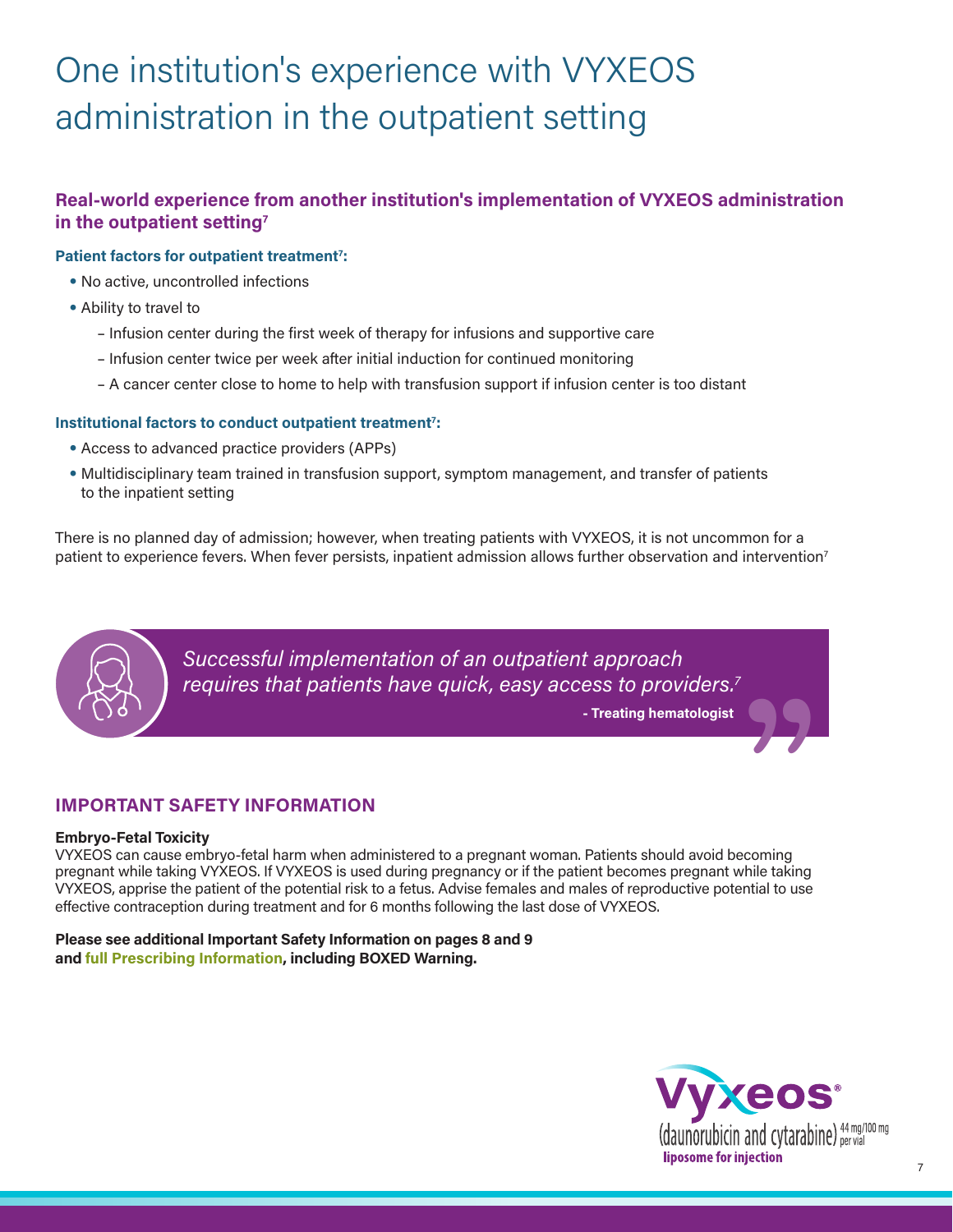# One institution's experience with VYXEOS administration in the outpatient setting

## Real-world experience from another institution's implementation of VYXEOS administration in the outpatient setting[7]

### Patient factors for outpatient treatment[7]:

- No active, uncontrolled infections
- Ability to travel to
  - Infusion center during the first week of therapy for infusions and supportive care
  - Infusion center twice per week after initial induction for continued monitoring
  - A cancer center close to home to help with transfusion support if infusion center is too distant

### Institutional factors to conduct outpatient treatment[7]:

- Access to advanced practice providers (APPs)
- Multidisciplinary team trained in transfusion support, symptom management, and transfer of patients to the inpatient setting

There is no planned day of admission; however, when treating patients with VYXEOS, it is not uncommon for a patient to experience fevers. When fever persists, inpatient admission allows further observation and intervention[7]

> *Successful implementation of an outpatient approach requires that patients have quick, easy access to providers.*[7]
>
> **- Treating hematologist**

## IMPORTANT SAFETY INFORMATION

**Embryo-Fetal Toxicity**
VYXEOS can cause embryo-fetal harm when administered to a pregnant woman. Patients should avoid becoming pregnant while taking VYXEOS. If VYXEOS is used during pregnancy or if the patient becomes pregnant while taking VYXEOS, apprise the patient of the potential risk to a fetus. Advise females and males of reproductive potential to use effective contraception during treatment and for 6 months following the last dose of VYXEOS.

**Please see additional Important Safety Information on pages 8 and 9 and full Prescribing Information, including BOXED Warning.**

Vyxeos® (daunorubicin and cytarabine) 44 mg/100 mg per vial liposome for injection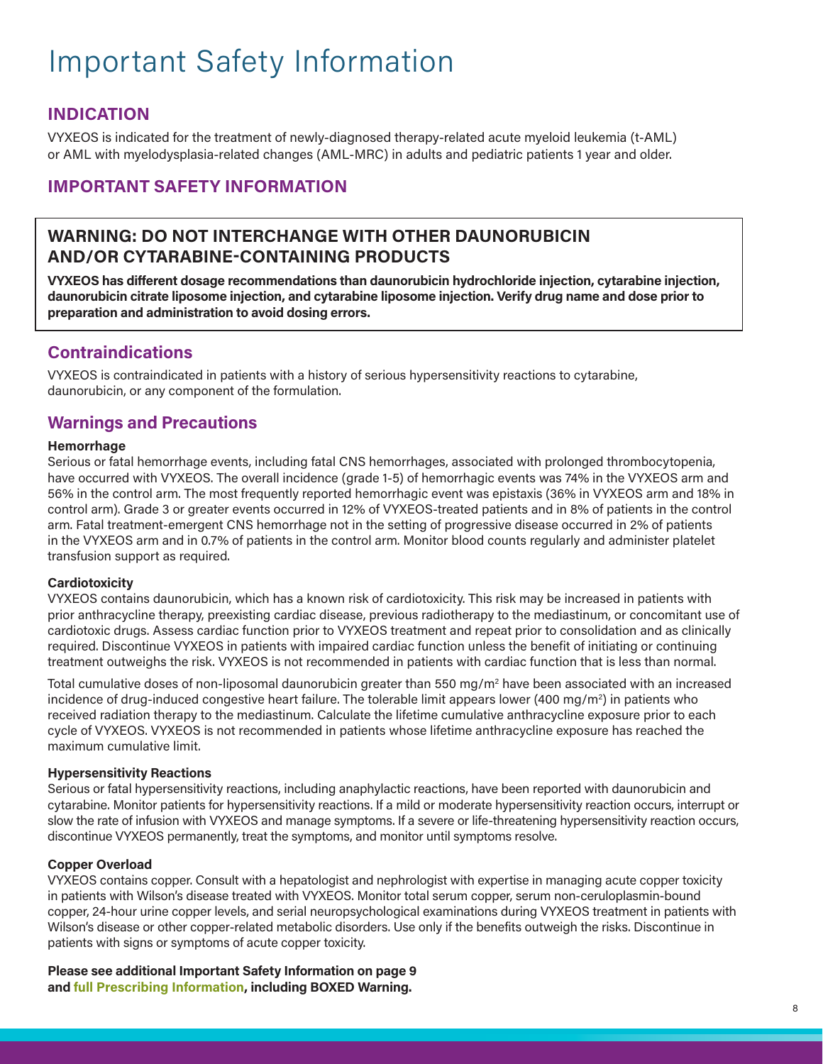# Important Safety Information

## INDICATION

VYXEOS is indicated for the treatment of newly-diagnosed therapy-related acute myeloid leukemia (t-AML) or AML with myelodysplasia-related changes (AML-MRC) in adults and pediatric patients 1 year and older.

## IMPORTANT SAFETY INFORMATION

> **WARNING: DO NOT INTERCHANGE WITH OTHER DAUNORUBICIN AND/OR CYTARABINE-CONTAINING PRODUCTS**
>
> **VYXEOS has different dosage recommendations than daunorubicin hydrochloride injection, cytarabine injection, daunorubicin citrate liposome injection, and cytarabine liposome injection. Verify drug name and dose prior to preparation and administration to avoid dosing errors.**

## Contraindications

VYXEOS is contraindicated in patients with a history of serious hypersensitivity reactions to cytarabine, daunorubicin, or any component of the formulation.

## Warnings and Precautions

**Hemorrhage**

Serious or fatal hemorrhage events, including fatal CNS hemorrhages, associated with prolonged thrombocytopenia, have occurred with VYXEOS. The overall incidence (grade 1-5) of hemorrhagic events was 74% in the VYXEOS arm and 56% in the control arm. The most frequently reported hemorrhagic event was epistaxis (36% in VYXEOS arm and 18% in control arm). Grade 3 or greater events occurred in 12% of VYXEOS-treated patients and in 8% of patients in the control arm. Fatal treatment-emergent CNS hemorrhage not in the setting of progressive disease occurred in 2% of patients in the VYXEOS arm and in 0.7% of patients in the control arm. Monitor blood counts regularly and administer platelet transfusion support as required.

**Cardiotoxicity**

VYXEOS contains daunorubicin, which has a known risk of cardiotoxicity. This risk may be increased in patients with prior anthracycline therapy, preexisting cardiac disease, previous radiotherapy to the mediastinum, or concomitant use of cardiotoxic drugs. Assess cardiac function prior to VYXEOS treatment and repeat prior to consolidation and as clinically required. Discontinue VYXEOS in patients with impaired cardiac function unless the benefit of initiating or continuing treatment outweighs the risk. VYXEOS is not recommended in patients with cardiac function that is less than normal.

Total cumulative doses of non-liposomal daunorubicin greater than 550 mg/$m^2$ have been associated with an increased incidence of drug-induced congestive heart failure. The tolerable limit appears lower (400 mg/$m^2$) in patients who received radiation therapy to the mediastinum. Calculate the lifetime cumulative anthracycline exposure prior to each cycle of VYXEOS. VYXEOS is not recommended in patients whose lifetime anthracycline exposure has reached the maximum cumulative limit.

**Hypersensitivity Reactions**

Serious or fatal hypersensitivity reactions, including anaphylactic reactions, have been reported with daunorubicin and cytarabine. Monitor patients for hypersensitivity reactions. If a mild or moderate hypersensitivity reaction occurs, interrupt or slow the rate of infusion with VYXEOS and manage symptoms. If a severe or life-threatening hypersensitivity reaction occurs, discontinue VYXEOS permanently, treat the symptoms, and monitor until symptoms resolve.

**Copper Overload**

VYXEOS contains copper. Consult with a hepatologist and nephrologist with expertise in managing acute copper toxicity in patients with Wilson's disease treated with VYXEOS. Monitor total serum copper, serum non-ceruloplasmin-bound copper, 24-hour urine copper levels, and serial neuropsychological examinations during VYXEOS treatment in patients with Wilson's disease or other copper-related metabolic disorders. Use only if the benefits outweigh the risks. Discontinue in patients with signs or symptoms of acute copper toxicity.

**Please see additional Important Safety Information on page 9 and full Prescribing Information, including BOXED Warning.**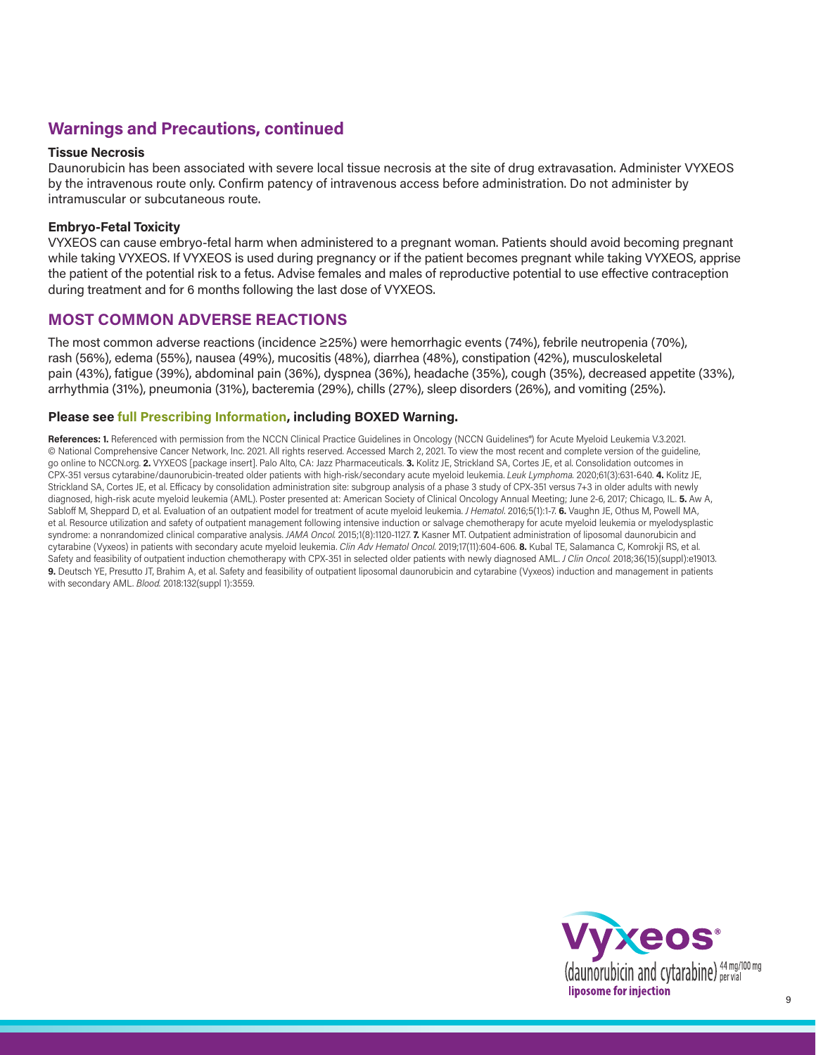## Warnings and Precautions, continued

**Tissue Necrosis**

Daunorubicin has been associated with severe local tissue necrosis at the site of drug extravasation. Administer VYXEOS by the intravenous route only. Confirm patency of intravenous access before administration. Do not administer by intramuscular or subcutaneous route.

**Embryo-Fetal Toxicity**

VYXEOS can cause embryo-fetal harm when administered to a pregnant woman. Patients should avoid becoming pregnant while taking VYXEOS. If VYXEOS is used during pregnancy or if the patient becomes pregnant while taking VYXEOS, apprise the patient of the potential risk to a fetus. Advise females and males of reproductive potential to use effective contraception during treatment and for 6 months following the last dose of VYXEOS.

## MOST COMMON ADVERSE REACTIONS

The most common adverse reactions (incidence ≥25%) were hemorrhagic events (74%), febrile neutropenia (70%), rash (56%), edema (55%), nausea (49%), mucositis (48%), diarrhea (48%), constipation (42%), musculoskeletal pain (43%), fatigue (39%), abdominal pain (36%), dyspnea (36%), headache (35%), cough (35%), decreased appetite (33%), arrhythmia (31%), pneumonia (31%), bacteremia (29%), chills (27%), sleep disorders (26%), and vomiting (25%).

**Please see full Prescribing Information, including BOXED Warning.**

**References: 1.** Referenced with permission from the NCCN Clinical Practice Guidelines in Oncology (NCCN Guidelines®) for Acute Myeloid Leukemia V.3.2021. © National Comprehensive Cancer Network, Inc. 2021. All rights reserved. Accessed March 2, 2021. To view the most recent and complete version of the guideline, go online to NCCN.org. **2.** VYXEOS [package insert]. Palo Alto, CA: Jazz Pharmaceuticals. **3.** Kolitz JE, Strickland SA, Cortes JE, et al. Consolidation outcomes in CPX-351 versus cytarabine/daunorubicin-treated older patients with high-risk/secondary acute myeloid leukemia. *Leuk Lymphoma.* 2020;61(3):631-640. **4.** Kolitz JE, Strickland SA, Cortes JE, et al. Efficacy by consolidation administration site: subgroup analysis of a phase 3 study of CPX-351 versus 7+3 in older adults with newly diagnosed, high-risk acute myeloid leukemia (AML). Poster presented at: American Society of Clinical Oncology Annual Meeting; June 2-6, 2017; Chicago, IL. **5.** Aw A, Sabloff M, Sheppard D, et al. Evaluation of an outpatient model for treatment of acute myeloid leukemia. *J Hematol.* 2016;5(1):1-7. **6.** Vaughn JE, Othus M, Powell MA, et al. Resource utilization and safety of outpatient management following intensive induction or salvage chemotherapy for acute myeloid leukemia or myelodysplastic syndrome: a nonrandomized clinical comparative analysis. *JAMA Oncol.* 2015;1(8):1120-1127. **7.** Kasner MT. Outpatient administration of liposomal daunorubicin and cytarabine (Vyxeos) in patients with secondary acute myeloid leukemia. *Clin Adv Hematol Oncol.* 2019;17(11):604-606. **8.** Kubal TE, Salamanca C, Komrokji RS, et al. Safety and feasibility of outpatient induction chemotherapy with CPX-351 in selected older patients with newly diagnosed AML. *J Clin Oncol.* 2018;36(15)(suppl):e19013. **9.** Deutsch YE, Presutto JT, Brahim A, et al. Safety and feasibility of outpatient liposomal daunorubicin and cytarabine (Vyxeos) induction and management in patients with secondary AML. *Blood.* 2018:132(suppl 1):3559.

Vyxeos® (daunorubicin and cytarabine) 44 mg/100 mg per vial liposome for injection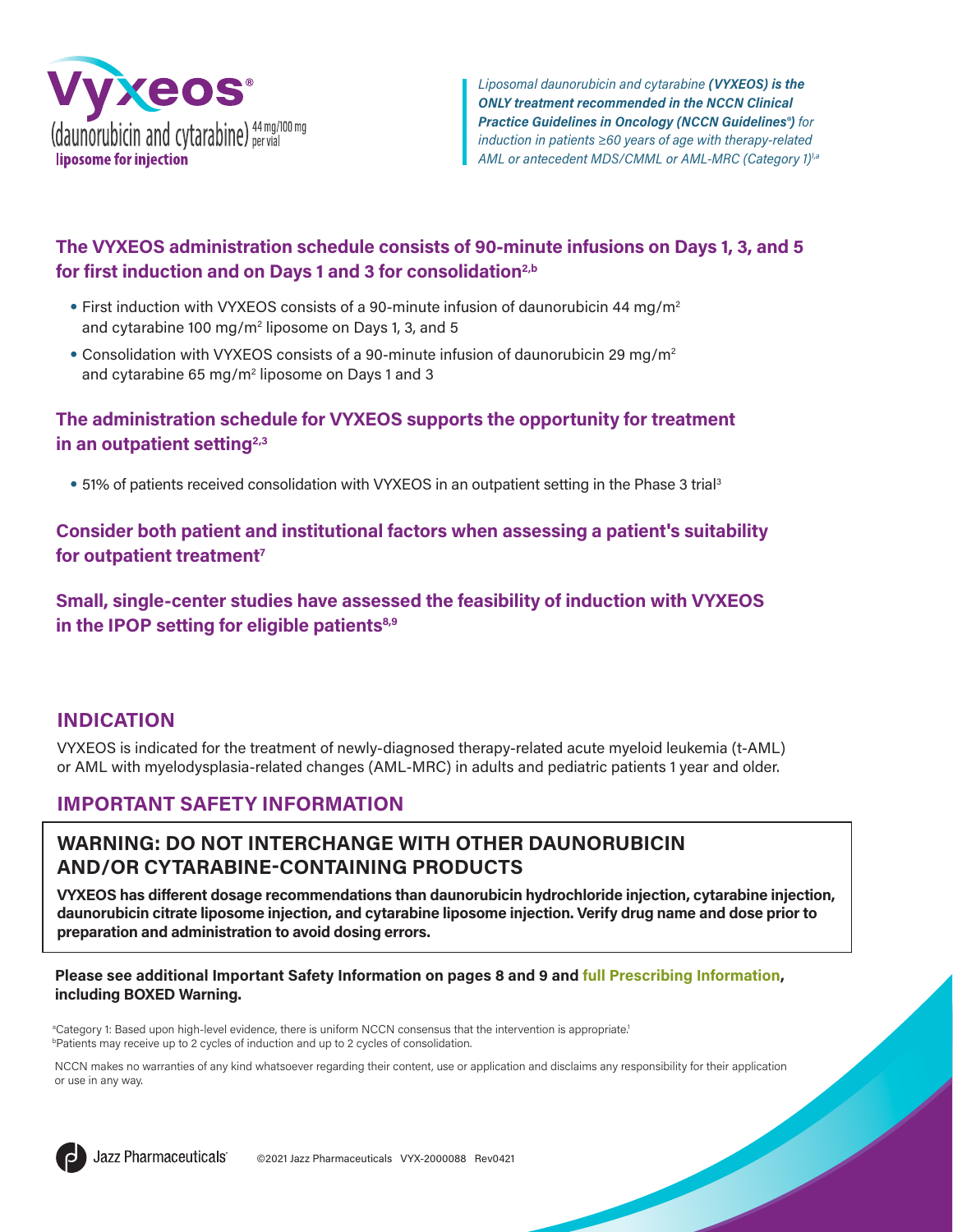# Vyxeos®

(daunorubicin and cytarabine) 44 mg/100 mg per vial
liposome for injection

*Liposomal daunorubicin and cytarabine **(VYXEOS) is the ONLY treatment recommended in the NCCN Clinical Practice Guidelines in Oncology (NCCN Guidelines®)** for induction in patients ≥60 years of age with therapy-related AML or antecedent MDS/CMML or AML-MRC (Category 1)[1,a]*

## The VYXEOS administration schedule consists of 90-minute infusions on Days 1, 3, and 5 for first induction and on Days 1 and 3 for consolidation[2,b]

- First induction with VYXEOS consists of a 90-minute infusion of daunorubicin 44 mg/m$^2$ and cytarabine 100 mg/m$^2$ liposome on Days 1, 3, and 5
- Consolidation with VYXEOS consists of a 90-minute infusion of daunorubicin 29 mg/m$^2$ and cytarabine 65 mg/m$^2$ liposome on Days 1 and 3

## The administration schedule for VYXEOS supports the opportunity for treatment in an outpatient setting[2,3]

- 51% of patients received consolidation with VYXEOS in an outpatient setting in the Phase 3 trial[3]

## Consider both patient and institutional factors when assessing a patient's suitability for outpatient treatment[7]

## Small, single-center studies have assessed the feasibility of induction with VYXEOS in the IPOP setting for eligible patients[8,9]

## INDICATION

VYXEOS is indicated for the treatment of newly-diagnosed therapy-related acute myeloid leukemia (t-AML) or AML with myelodysplasia-related changes (AML-MRC) in adults and pediatric patients 1 year and older.

## IMPORTANT SAFETY INFORMATION

### WARNING: DO NOT INTERCHANGE WITH OTHER DAUNORUBICIN AND/OR CYTARABINE-CONTAINING PRODUCTS

**VYXEOS has different dosage recommendations than daunorubicin hydrochloride injection, cytarabine injection, daunorubicin citrate liposome injection, and cytarabine liposome injection. Verify drug name and dose prior to preparation and administration to avoid dosing errors.**

**Please see additional Important Safety Information on pages 8 and 9 and full Prescribing Information, including BOXED Warning.**

[a]Category 1: Based upon high-level evidence, there is uniform NCCN consensus that the intervention is appropriate.[1]
[b]Patients may receive up to 2 cycles of induction and up to 2 cycles of consolidation.

NCCN makes no warranties of any kind whatsoever regarding their content, use or application and disclaims any responsibility for their application or use in any way.

Jazz Pharmaceuticals ©2021 Jazz Pharmaceuticals VYX-2000088 Rev0421